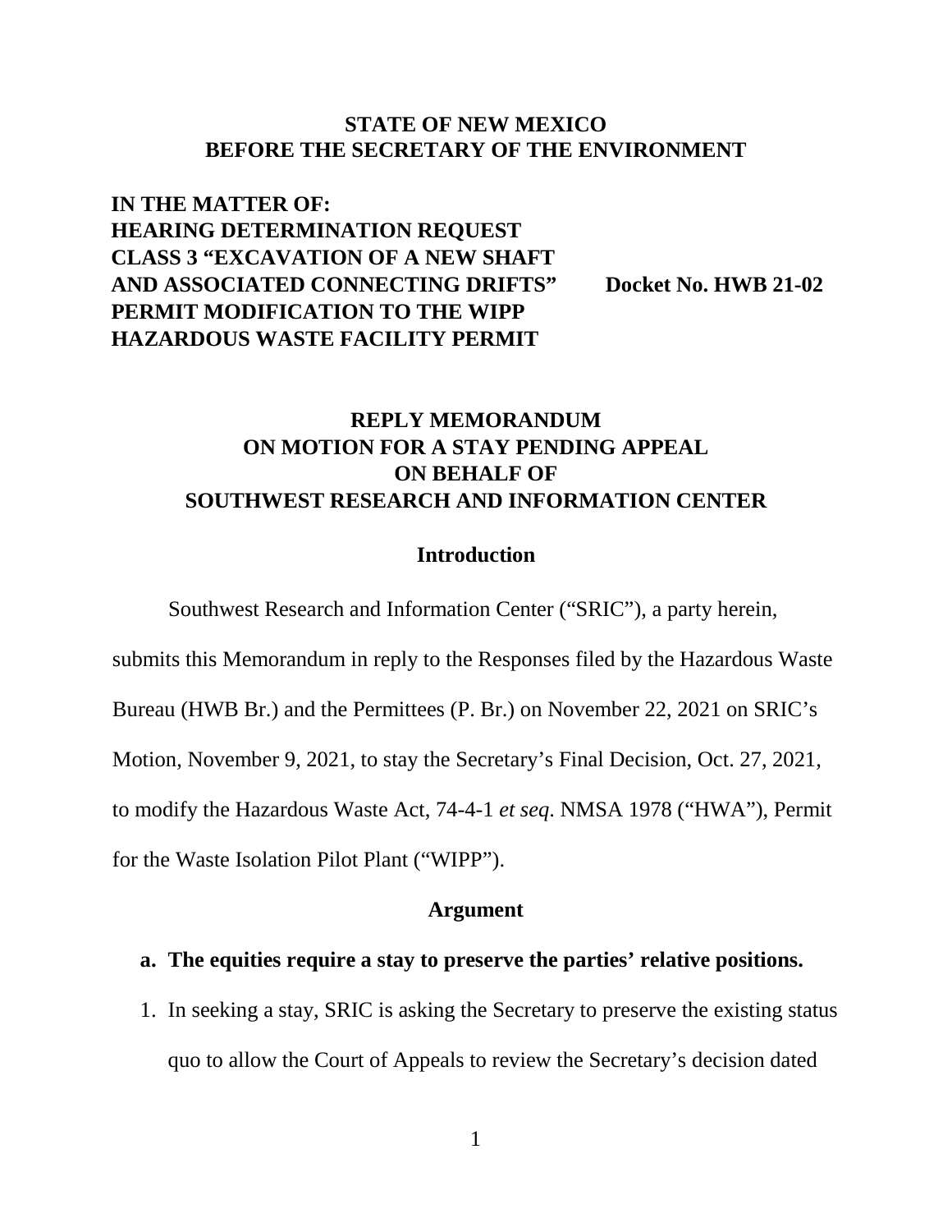**STATE OF NEW MEXICO**
**BEFORE THE SECRETARY OF THE ENVIRONMENT**

**IN THE MATTER OF:**
**HEARING DETERMINATION REQUEST**
**CLASS 3 "EXCAVATION OF A NEW SHAFT**
**AND ASSOCIATED CONNECTING DRIFTS"** **Docket No. HWB 21-02**
**PERMIT MODIFICATION TO THE WIPP**
**HAZARDOUS WASTE FACILITY PERMIT**

# REPLY MEMORANDUM ON MOTION FOR A STAY PENDING APPEAL ON BEHALF OF SOUTHWEST RESEARCH AND INFORMATION CENTER

## Introduction

Southwest Research and Information Center ("SRIC"), a party herein, submits this Memorandum in reply to the Responses filed by the Hazardous Waste Bureau (HWB Br.) and the Permittees (P. Br.) on November 22, 2021 on SRIC's Motion, November 9, 2021, to stay the Secretary's Final Decision, Oct. 27, 2021, to modify the Hazardous Waste Act, 74-4-1 *et seq*. NMSA 1978 ("HWA"), Permit for the Waste Isolation Pilot Plant ("WIPP").

## Argument

### a. The equities require a stay to preserve the parties' relative positions.

1. In seeking a stay, SRIC is asking the Secretary to preserve the existing status quo to allow the Court of Appeals to review the Secretary's decision dated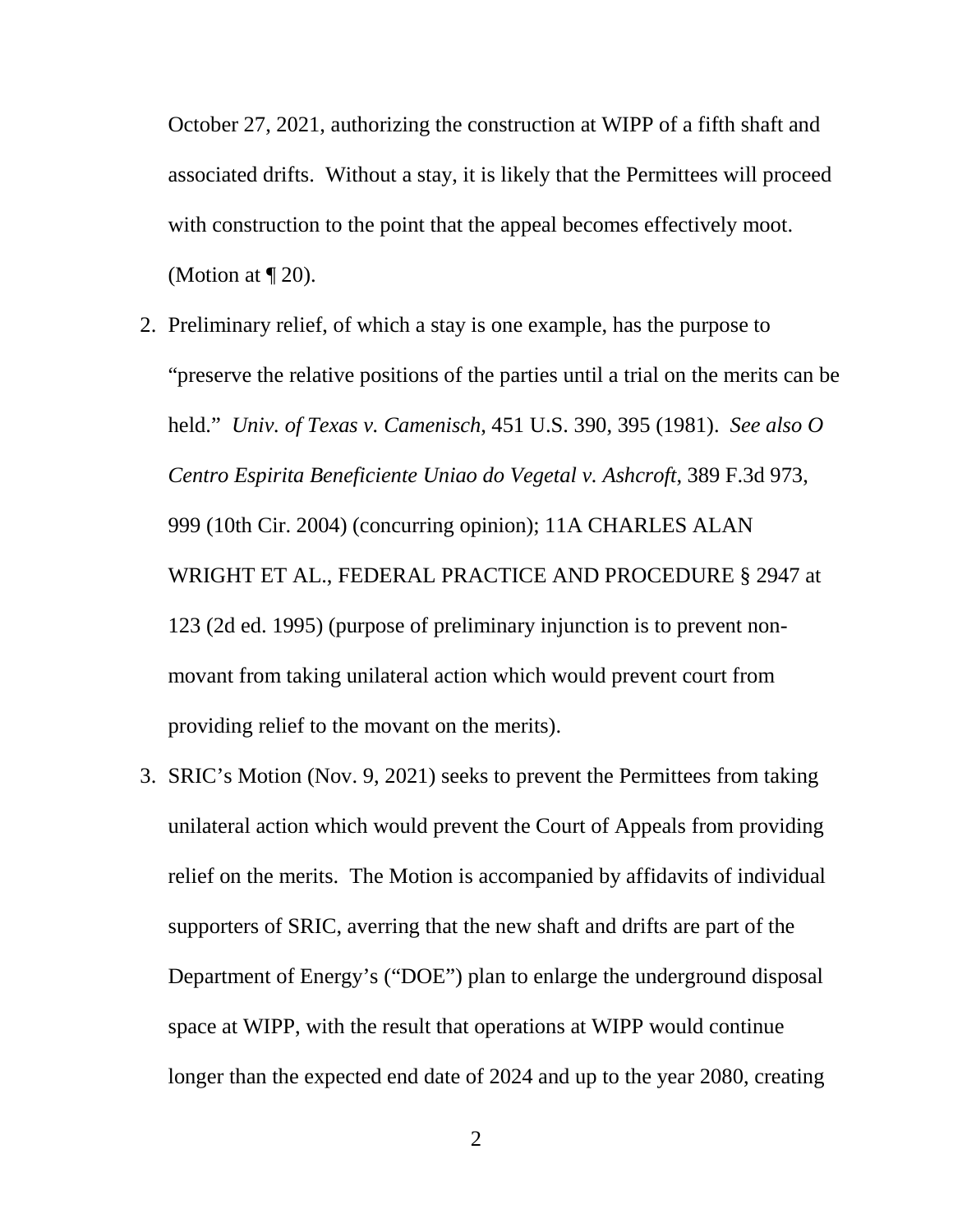October 27, 2021, authorizing the construction at WIPP of a fifth shaft and associated drifts. Without a stay, it is likely that the Permittees will proceed with construction to the point that the appeal becomes effectively moot. (Motion at ¶ 20).

2. Preliminary relief, of which a stay is one example, has the purpose to "preserve the relative positions of the parties until a trial on the merits can be held." *Univ. of Texas v. Camenisch*, 451 U.S. 390, 395 (1981). *See also O Centro Espirita Beneficiente Uniao do Vegetal v. Ashcroft*, 389 F.3d 973, 999 (10th Cir. 2004) (concurring opinion); 11A CHARLES ALAN WRIGHT ET AL., FEDERAL PRACTICE AND PROCEDURE § 2947 at 123 (2d ed. 1995) (purpose of preliminary injunction is to prevent non-movant from taking unilateral action which would prevent court from providing relief to the movant on the merits).

3. SRIC's Motion (Nov. 9, 2021) seeks to prevent the Permittees from taking unilateral action which would prevent the Court of Appeals from providing relief on the merits. The Motion is accompanied by affidavits of individual supporters of SRIC, averring that the new shaft and drifts are part of the Department of Energy's ("DOE") plan to enlarge the underground disposal space at WIPP, with the result that operations at WIPP would continue longer than the expected end date of 2024 and up to the year 2080, creating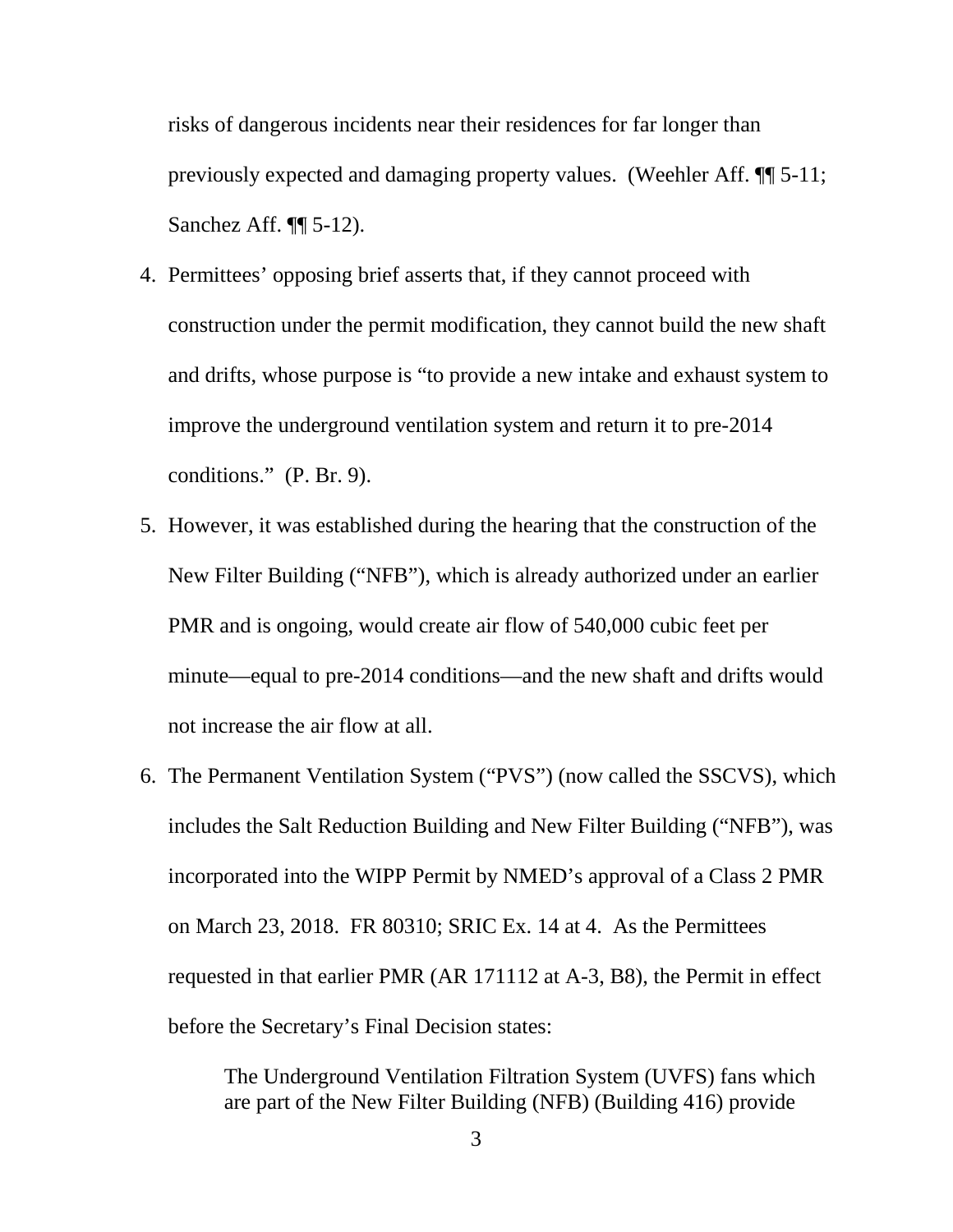risks of dangerous incidents near their residences for far longer than previously expected and damaging property values. (Weehler Aff. ¶¶ 5-11; Sanchez Aff. ¶¶ 5-12).

4. Permittees' opposing brief asserts that, if they cannot proceed with construction under the permit modification, they cannot build the new shaft and drifts, whose purpose is "to provide a new intake and exhaust system to improve the underground ventilation system and return it to pre-2014 conditions." (P. Br. 9).

5. However, it was established during the hearing that the construction of the New Filter Building ("NFB"), which is already authorized under an earlier PMR and is ongoing, would create air flow of 540,000 cubic feet per minute—equal to pre-2014 conditions—and the new shaft and drifts would not increase the air flow at all.

6. The Permanent Ventilation System ("PVS") (now called the SSCVS), which includes the Salt Reduction Building and New Filter Building ("NFB"), was incorporated into the WIPP Permit by NMED's approval of a Class 2 PMR on March 23, 2018. FR 80310; SRIC Ex. 14 at 4. As the Permittees requested in that earlier PMR (AR 171112 at A-3, B8), the Permit in effect before the Secretary's Final Decision states:

> The Underground Ventilation Filtration System (UVFS) fans which are part of the New Filter Building (NFB) (Building 416) provide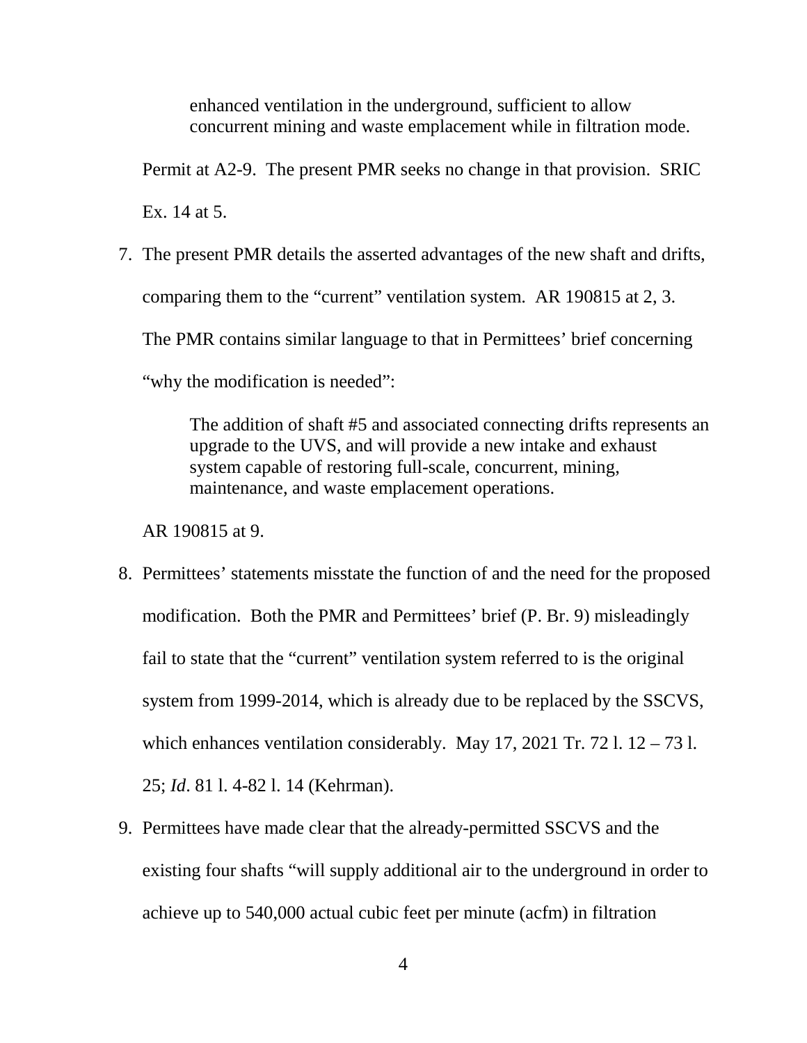> enhanced ventilation in the underground, sufficient to allow concurrent mining and waste emplacement while in filtration mode.

Permit at A2-9. The present PMR seeks no change in that provision. SRIC Ex. 14 at 5.

7. The present PMR details the asserted advantages of the new shaft and drifts, comparing them to the "current" ventilation system. AR 190815 at 2, 3. The PMR contains similar language to that in Permittees' brief concerning "why the modification is needed":

   > The addition of shaft #5 and associated connecting drifts represents an upgrade to the UVS, and will provide a new intake and exhaust system capable of restoring full-scale, concurrent, mining, maintenance, and waste emplacement operations.

   AR 190815 at 9.

8. Permittees' statements misstate the function of and the need for the proposed modification. Both the PMR and Permittees' brief (P. Br. 9) misleadingly fail to state that the "current" ventilation system referred to is the original system from 1999-2014, which is already due to be replaced by the SSCVS, which enhances ventilation considerably. May 17, 2021 Tr. 72 l. 12 – 73 l. 25; *Id*. 81 l. 4-82 l. 14 (Kehrman).

9. Permittees have made clear that the already-permitted SSCVS and the existing four shafts "will supply additional air to the underground in order to achieve up to 540,000 actual cubic feet per minute (acfm) in filtration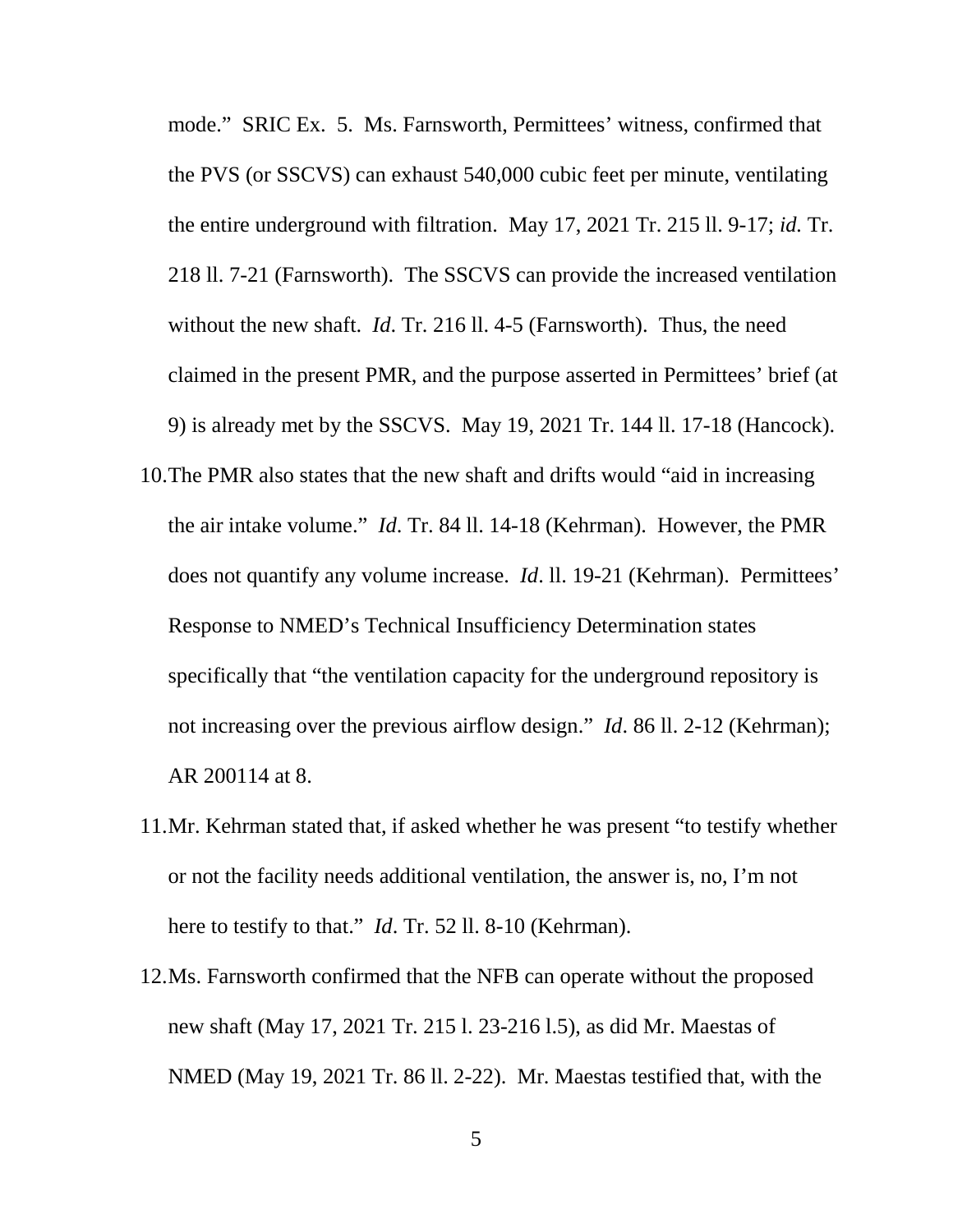mode." SRIC Ex. 5. Ms. Farnsworth, Permittees' witness, confirmed that the PVS (or SSCVS) can exhaust 540,000 cubic feet per minute, ventilating the entire underground with filtration. May 17, 2021 Tr. 215 ll. 9-17; *id.* Tr. 218 ll. 7-21 (Farnsworth). The SSCVS can provide the increased ventilation without the new shaft. *Id*. Tr. 216 ll. 4-5 (Farnsworth). Thus, the need claimed in the present PMR, and the purpose asserted in Permittees' brief (at 9) is already met by the SSCVS. May 19, 2021 Tr. 144 ll. 17-18 (Hancock).

10. The PMR also states that the new shaft and drifts would "aid in increasing the air intake volume." *Id*. Tr. 84 ll. 14-18 (Kehrman). However, the PMR does not quantify any volume increase. *Id*. ll. 19-21 (Kehrman). Permittees' Response to NMED's Technical Insufficiency Determination states specifically that "the ventilation capacity for the underground repository is not increasing over the previous airflow design." *Id*. 86 ll. 2-12 (Kehrman); AR 200114 at 8.

11. Mr. Kehrman stated that, if asked whether he was present "to testify whether or not the facility needs additional ventilation, the answer is, no, I'm not here to testify to that." *Id*. Tr. 52 ll. 8-10 (Kehrman).

12. Ms. Farnsworth confirmed that the NFB can operate without the proposed new shaft (May 17, 2021 Tr. 215 l. 23-216 l.5), as did Mr. Maestas of NMED (May 19, 2021 Tr. 86 ll. 2-22). Mr. Maestas testified that, with the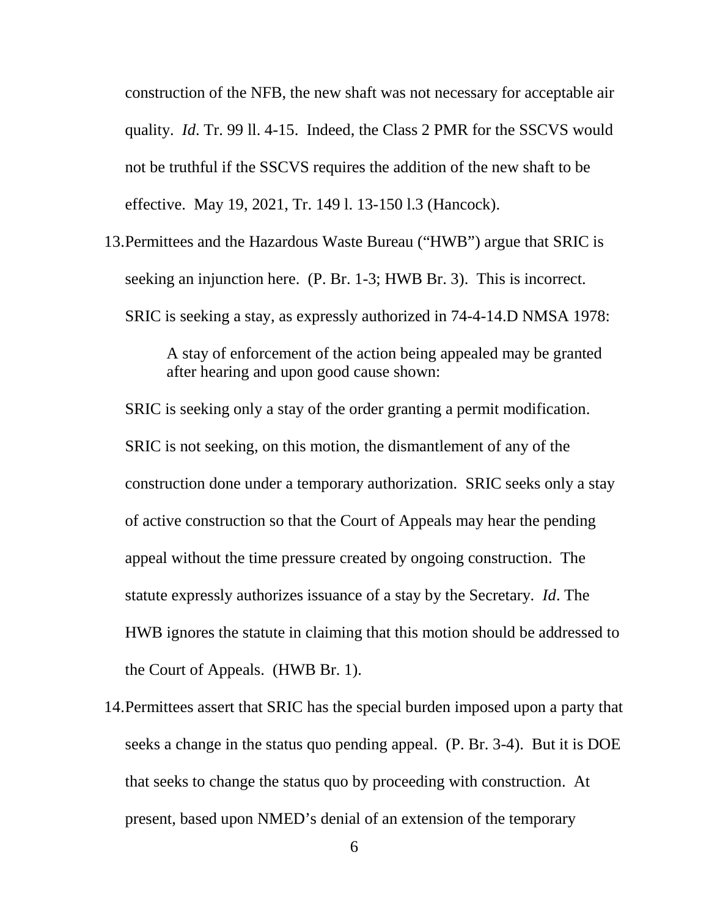construction of the NFB, the new shaft was not necessary for acceptable air quality. *Id*. Tr. 99 ll. 4-15. Indeed, the Class 2 PMR for the SSCVS would not be truthful if the SSCVS requires the addition of the new shaft to be effective. May 19, 2021, Tr. 149 l. 13-150 l.3 (Hancock).

13. Permittees and the Hazardous Waste Bureau ("HWB") argue that SRIC is seeking an injunction here. (P. Br. 1-3; HWB Br. 3). This is incorrect. SRIC is seeking a stay, as expressly authorized in 74-4-14.D NMSA 1978:

    > A stay of enforcement of the action being appealed may be granted after hearing and upon good cause shown:

    SRIC is seeking only a stay of the order granting a permit modification. SRIC is not seeking, on this motion, the dismantlement of any of the construction done under a temporary authorization. SRIC seeks only a stay of active construction so that the Court of Appeals may hear the pending appeal without the time pressure created by ongoing construction. The statute expressly authorizes issuance of a stay by the Secretary. *Id*. The HWB ignores the statute in claiming that this motion should be addressed to the Court of Appeals. (HWB Br. 1).

14. Permittees assert that SRIC has the special burden imposed upon a party that seeks a change in the status quo pending appeal. (P. Br. 3-4). But it is DOE that seeks to change the status quo by proceeding with construction. At present, based upon NMED's denial of an extension of the temporary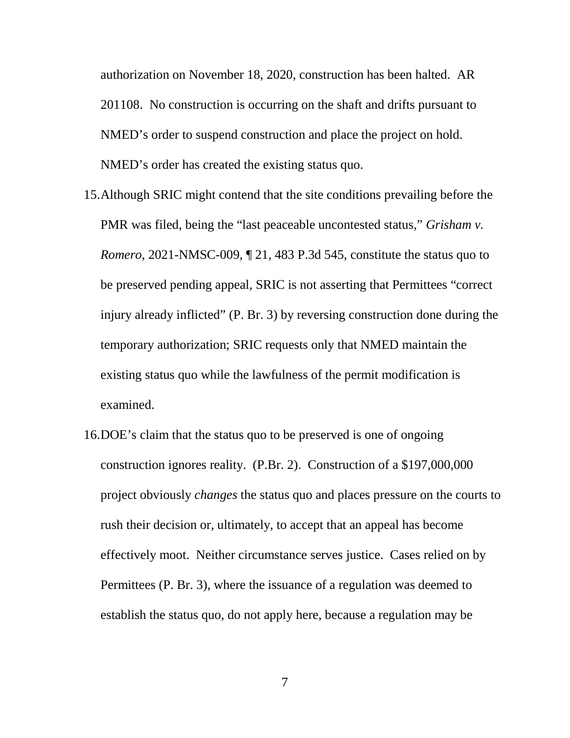authorization on November 18, 2020, construction has been halted. AR 201108. No construction is occurring on the shaft and drifts pursuant to NMED's order to suspend construction and place the project on hold. NMED's order has created the existing status quo.

15. Although SRIC might contend that the site conditions prevailing before the PMR was filed, being the "last peaceable uncontested status," *Grisham v. Romero*, 2021-NMSC-009, ¶ 21, 483 P.3d 545, constitute the status quo to be preserved pending appeal, SRIC is not asserting that Permittees "correct injury already inflicted" (P. Br. 3) by reversing construction done during the temporary authorization; SRIC requests only that NMED maintain the existing status quo while the lawfulness of the permit modification is examined.

16. DOE's claim that the status quo to be preserved is one of ongoing construction ignores reality. (P.Br. 2). Construction of a $197,000,000 project obviously *changes* the status quo and places pressure on the courts to rush their decision or, ultimately, to accept that an appeal has become effectively moot. Neither circumstance serves justice. Cases relied on by Permittees (P. Br. 3), where the issuance of a regulation was deemed to establish the status quo, do not apply here, because a regulation may be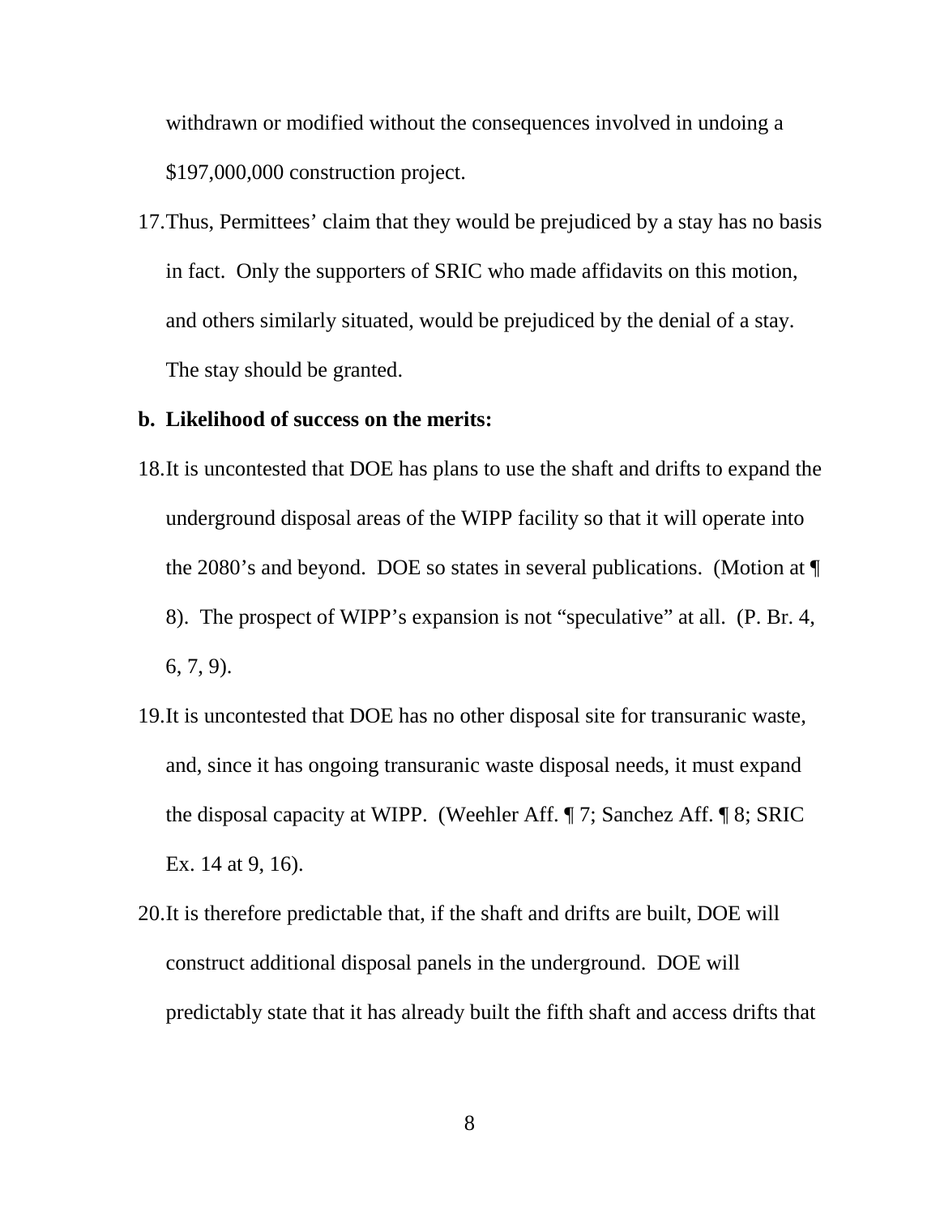withdrawn or modified without the consequences involved in undoing a $197,000,000 construction project.

17. Thus, Permittees' claim that they would be prejudiced by a stay has no basis in fact. Only the supporters of SRIC who made affidavits on this motion, and others similarly situated, would be prejudiced by the denial of a stay. The stay should be granted.

**b. Likelihood of success on the merits:**

18. It is uncontested that DOE has plans to use the shaft and drifts to expand the underground disposal areas of the WIPP facility so that it will operate into the 2080's and beyond. DOE so states in several publications. (Motion at ¶ 8). The prospect of WIPP's expansion is not "speculative" at all. (P. Br. 4, 6, 7, 9).

19. It is uncontested that DOE has no other disposal site for transuranic waste, and, since it has ongoing transuranic waste disposal needs, it must expand the disposal capacity at WIPP. (Weehler Aff. ¶ 7; Sanchez Aff. ¶ 8; SRIC Ex. 14 at 9, 16).

20. It is therefore predictable that, if the shaft and drifts are built, DOE will construct additional disposal panels in the underground. DOE will predictably state that it has already built the fifth shaft and access drifts that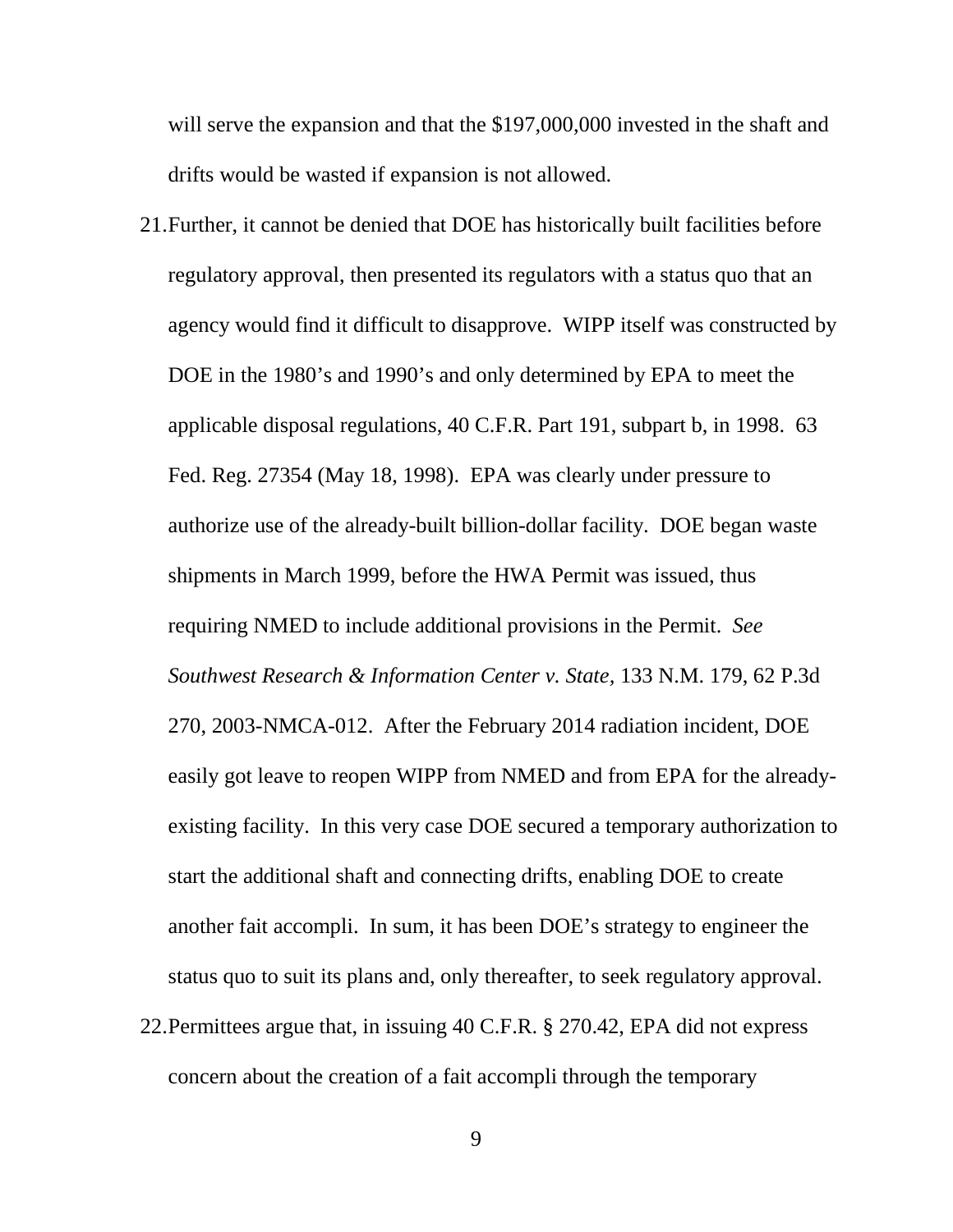will serve the expansion and that the $197,000,000 invested in the shaft and drifts would be wasted if expansion is not allowed.

21. Further, it cannot be denied that DOE has historically built facilities before regulatory approval, then presented its regulators with a status quo that an agency would find it difficult to disapprove. WIPP itself was constructed by DOE in the 1980's and 1990's and only determined by EPA to meet the applicable disposal regulations, 40 C.F.R. Part 191, subpart b, in 1998. 63 Fed. Reg. 27354 (May 18, 1998). EPA was clearly under pressure to authorize use of the already-built billion-dollar facility. DOE began waste shipments in March 1999, before the HWA Permit was issued, thus requiring NMED to include additional provisions in the Permit. *See Southwest Research & Information Center v. State*, 133 N.M. 179, 62 P.3d 270, 2003-NMCA-012. After the February 2014 radiation incident, DOE easily got leave to reopen WIPP from NMED and from EPA for the already-existing facility. In this very case DOE secured a temporary authorization to start the additional shaft and connecting drifts, enabling DOE to create another fait accompli. In sum, it has been DOE's strategy to engineer the status quo to suit its plans and, only thereafter, to seek regulatory approval.

22. Permittees argue that, in issuing 40 C.F.R. § 270.42, EPA did not express concern about the creation of a fait accompli through the temporary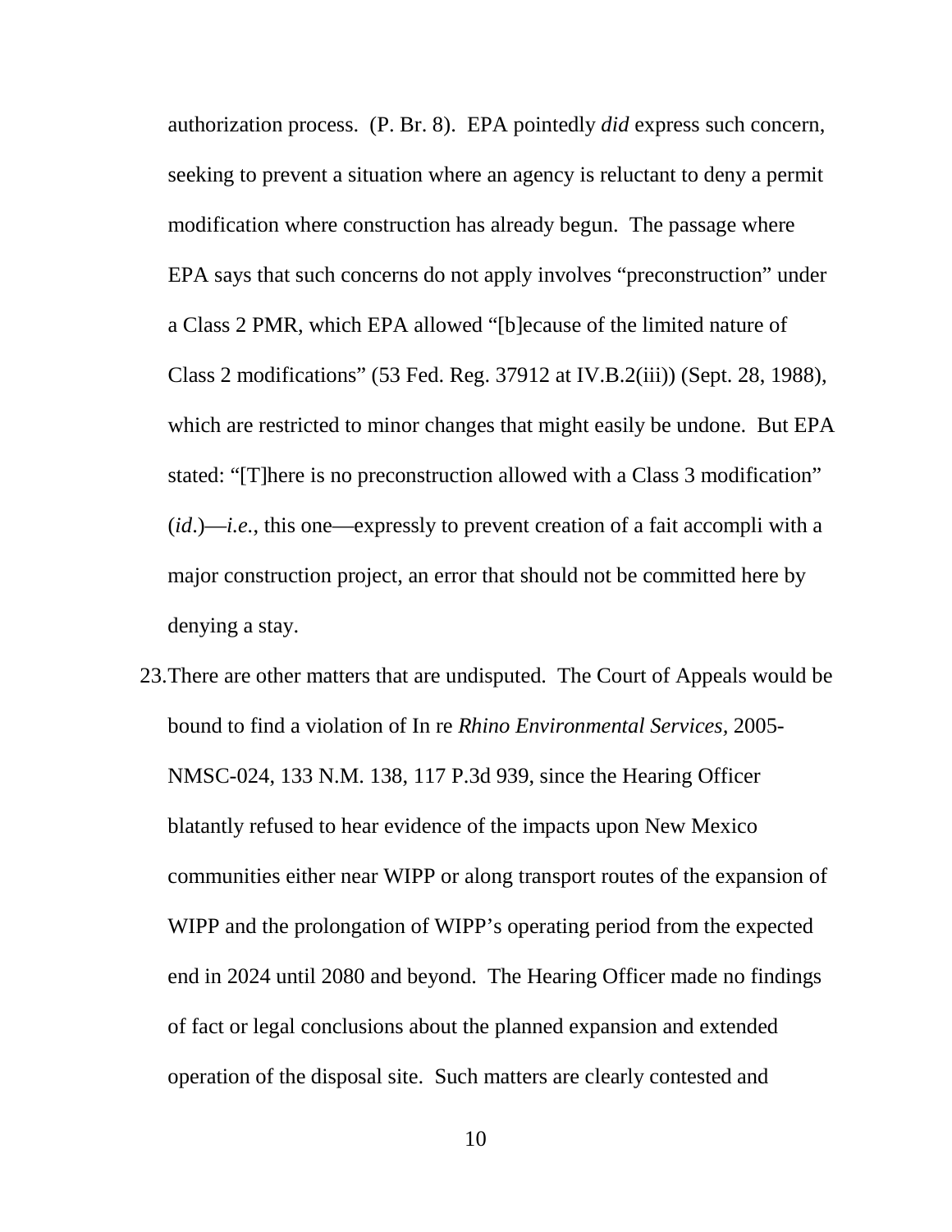authorization process. (P. Br. 8). EPA pointedly *did* express such concern, seeking to prevent a situation where an agency is reluctant to deny a permit modification where construction has already begun. The passage where EPA says that such concerns do not apply involves "preconstruction" under a Class 2 PMR, which EPA allowed "[b]ecause of the limited nature of Class 2 modifications" (53 Fed. Reg. 37912 at IV.B.2(iii)) (Sept. 28, 1988), which are restricted to minor changes that might easily be undone. But EPA stated: "[T]here is no preconstruction allowed with a Class 3 modification" (*id*.)—*i.e.*, this one—expressly to prevent creation of a fait accompli with a major construction project, an error that should not be committed here by denying a stay.

23. There are other matters that are undisputed. The Court of Appeals would be bound to find a violation of In re *Rhino Environmental Services*, 2005-NMSC-024, 133 N.M. 138, 117 P.3d 939, since the Hearing Officer blatantly refused to hear evidence of the impacts upon New Mexico communities either near WIPP or along transport routes of the expansion of WIPP and the prolongation of WIPP's operating period from the expected end in 2024 until 2080 and beyond. The Hearing Officer made no findings of fact or legal conclusions about the planned expansion and extended operation of the disposal site. Such matters are clearly contested and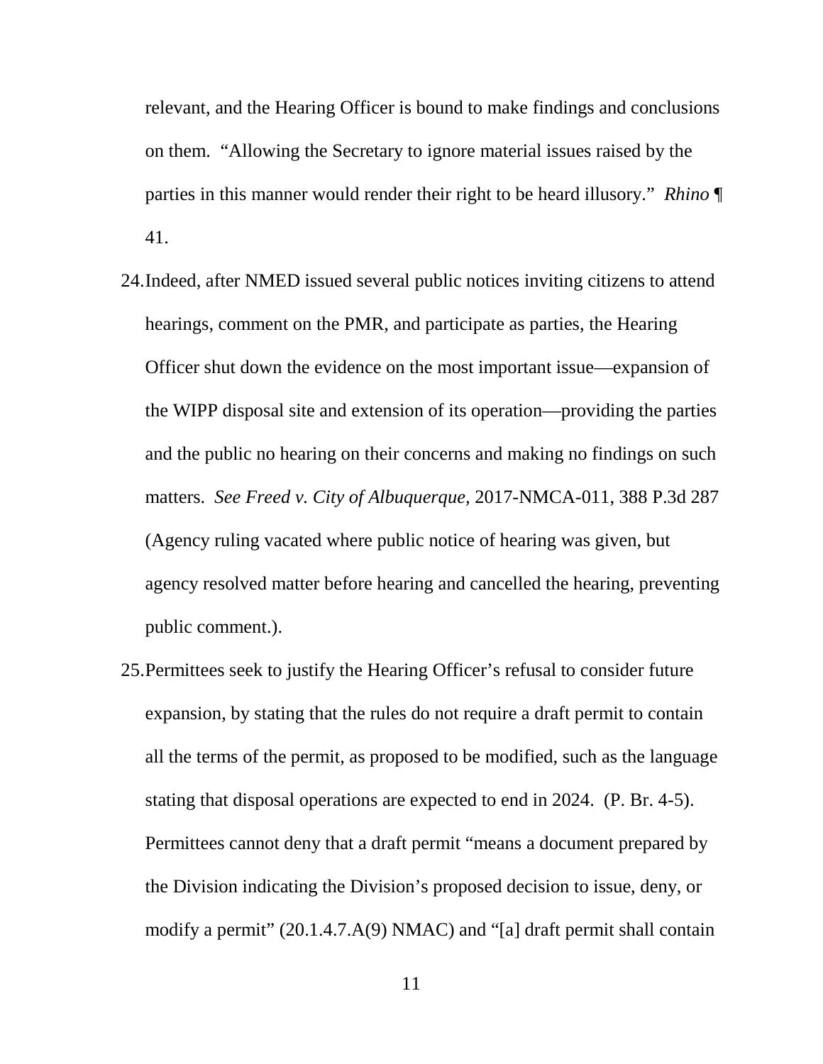relevant, and the Hearing Officer is bound to make findings and conclusions on them. "Allowing the Secretary to ignore material issues raised by the parties in this manner would render their right to be heard illusory." *Rhino* ¶ 41.

24. Indeed, after NMED issued several public notices inviting citizens to attend hearings, comment on the PMR, and participate as parties, the Hearing Officer shut down the evidence on the most important issue—expansion of the WIPP disposal site and extension of its operation—providing the parties and the public no hearing on their concerns and making no findings on such matters. *See Freed v. City of Albuquerque,* 2017-NMCA-011, 388 P.3d 287 (Agency ruling vacated where public notice of hearing was given, but agency resolved matter before hearing and cancelled the hearing, preventing public comment.).

25. Permittees seek to justify the Hearing Officer's refusal to consider future expansion, by stating that the rules do not require a draft permit to contain all the terms of the permit, as proposed to be modified, such as the language stating that disposal operations are expected to end in 2024. (P. Br. 4-5). Permittees cannot deny that a draft permit "means a document prepared by the Division indicating the Division's proposed decision to issue, deny, or modify a permit" (20.1.4.7.A(9) NMAC) and "[a] draft permit shall contain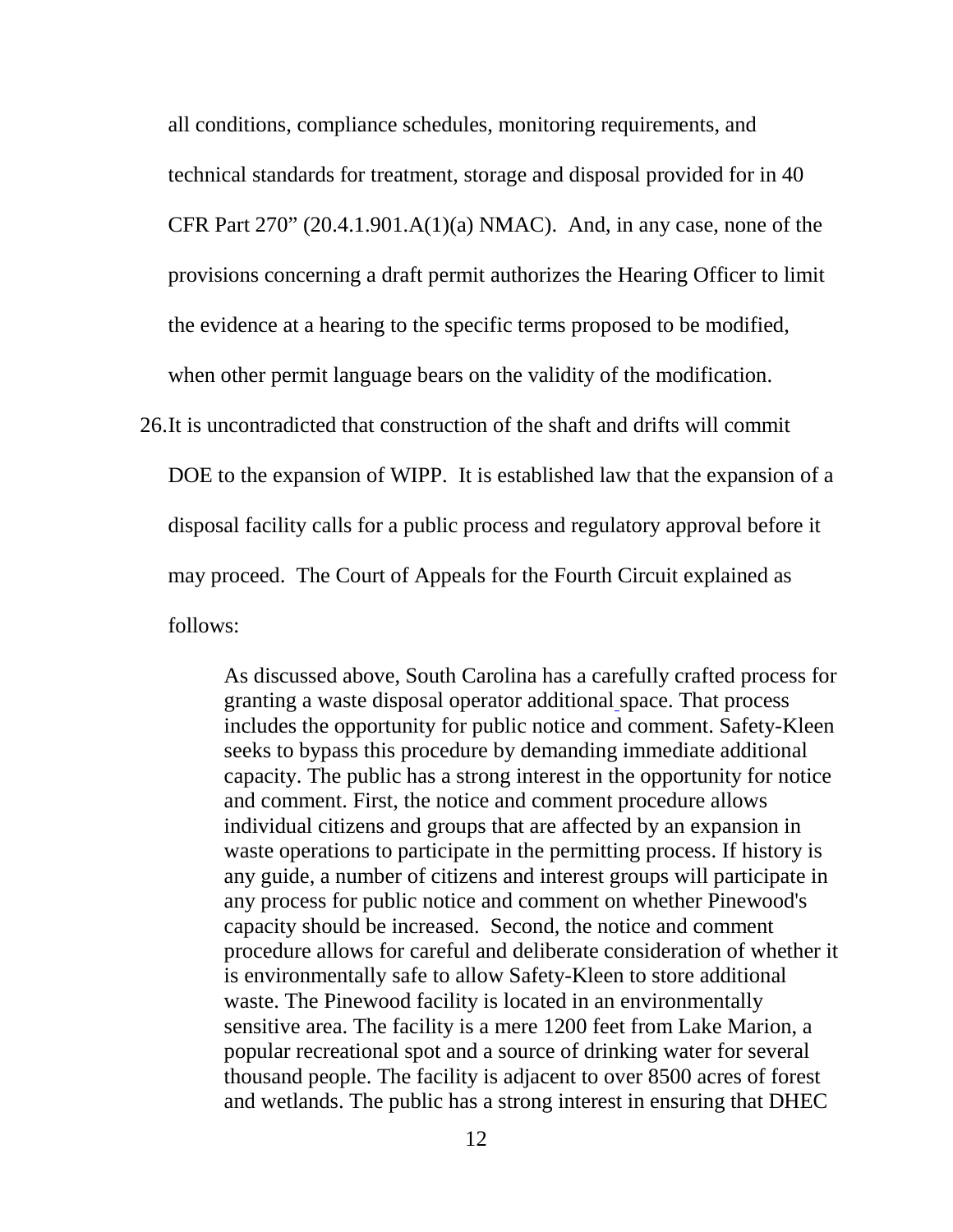all conditions, compliance schedules, monitoring requirements, and technical standards for treatment, storage and disposal provided for in 40 CFR Part 270" (20.4.1.901.A(1)(a) NMAC). And, in any case, none of the provisions concerning a draft permit authorizes the Hearing Officer to limit the evidence at a hearing to the specific terms proposed to be modified, when other permit language bears on the validity of the modification.

26. It is uncontradicted that construction of the shaft and drifts will commit DOE to the expansion of WIPP. It is established law that the expansion of a disposal facility calls for a public process and regulatory approval before it may proceed. The Court of Appeals for the Fourth Circuit explained as follows:

> As discussed above, South Carolina has a carefully crafted process for granting a waste disposal operator additional space. That process includes the opportunity for public notice and comment. Safety-Kleen seeks to bypass this procedure by demanding immediate additional capacity. The public has a strong interest in the opportunity for notice and comment. First, the notice and comment procedure allows individual citizens and groups that are affected by an expansion in waste operations to participate in the permitting process. If history is any guide, a number of citizens and interest groups will participate in any process for public notice and comment on whether Pinewood's capacity should be increased. Second, the notice and comment procedure allows for careful and deliberate consideration of whether it is environmentally safe to allow Safety-Kleen to store additional waste. The Pinewood facility is located in an environmentally sensitive area. The facility is a mere 1200 feet from Lake Marion, a popular recreational spot and a source of drinking water for several thousand people. The facility is adjacent to over 8500 acres of forest and wetlands. The public has a strong interest in ensuring that DHEC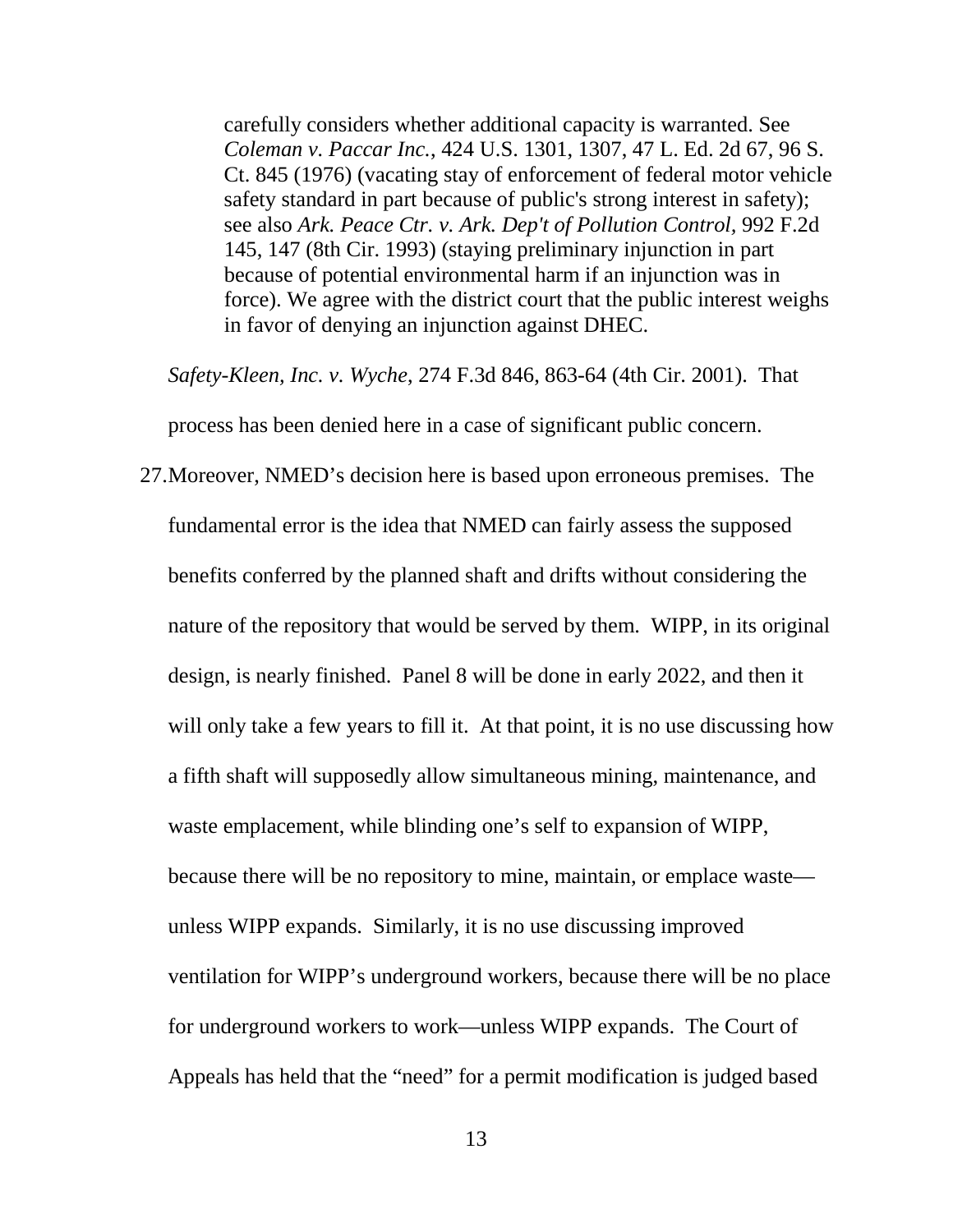> carefully considers whether additional capacity is warranted. See *Coleman v. Paccar Inc.*, 424 U.S. 1301, 1307, 47 L. Ed. 2d 67, 96 S. Ct. 845 (1976) (vacating stay of enforcement of federal motor vehicle safety standard in part because of public's strong interest in safety); see also *Ark. Peace Ctr. v. Ark. Dep't of Pollution Control*, 992 F.2d 145, 147 (8th Cir. 1993) (staying preliminary injunction in part because of potential environmental harm if an injunction was in force). We agree with the district court that the public interest weighs in favor of denying an injunction against DHEC.

*Safety-Kleen, Inc. v. Wyche*, 274 F.3d 846, 863-64 (4th Cir. 2001). That process has been denied here in a case of significant public concern.

27. Moreover, NMED's decision here is based upon erroneous premises. The fundamental error is the idea that NMED can fairly assess the supposed benefits conferred by the planned shaft and drifts without considering the nature of the repository that would be served by them. WIPP, in its original design, is nearly finished. Panel 8 will be done in early 2022, and then it will only take a few years to fill it. At that point, it is no use discussing how a fifth shaft will supposedly allow simultaneous mining, maintenance, and waste emplacement, while blinding one's self to expansion of WIPP, because there will be no repository to mine, maintain, or emplace waste—unless WIPP expands. Similarly, it is no use discussing improved ventilation for WIPP's underground workers, because there will be no place for underground workers to work—unless WIPP expands. The Court of Appeals has held that the "need" for a permit modification is judged based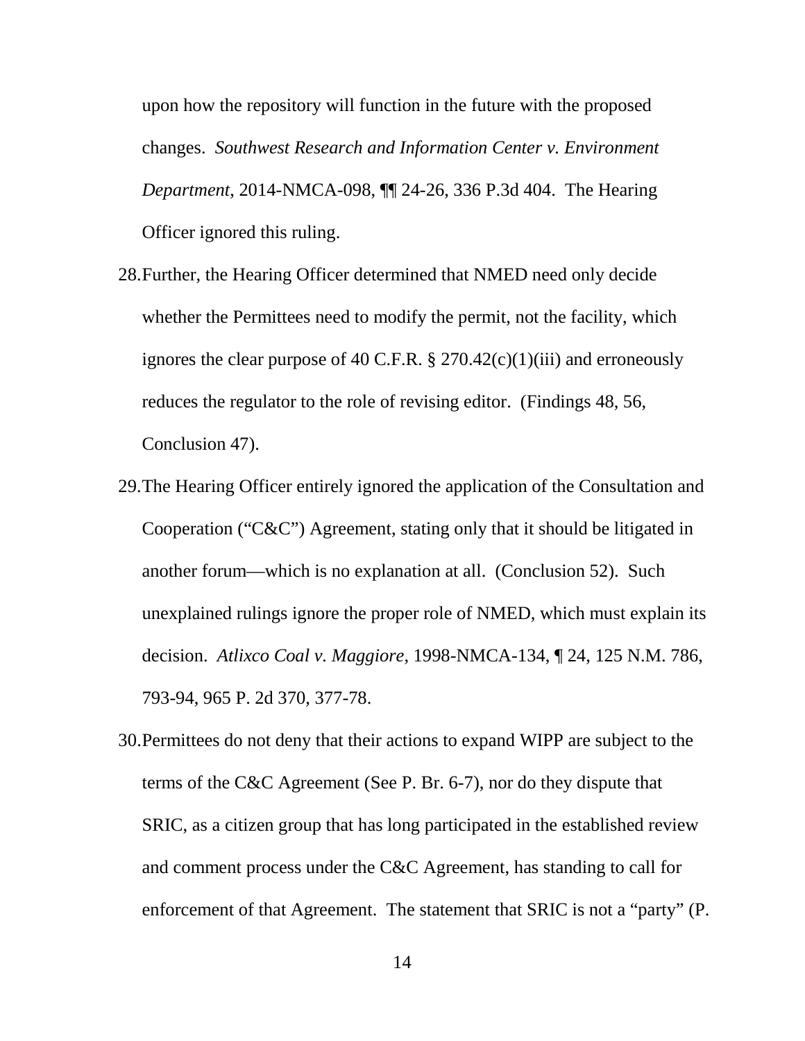upon how the repository will function in the future with the proposed changes. *Southwest Research and Information Center v. Environment Department*, 2014-NMCA-098, ¶¶ 24-26, 336 P.3d 404. The Hearing Officer ignored this ruling.

28. Further, the Hearing Officer determined that NMED need only decide whether the Permittees need to modify the permit, not the facility, which ignores the clear purpose of 40 C.F.R. § 270.42(c)(1)(iii) and erroneously reduces the regulator to the role of revising editor. (Findings 48, 56, Conclusion 47).

29. The Hearing Officer entirely ignored the application of the Consultation and Cooperation ("C&C") Agreement, stating only that it should be litigated in another forum—which is no explanation at all. (Conclusion 52). Such unexplained rulings ignore the proper role of NMED, which must explain its decision. *Atlixco Coal v. Maggiore*, 1998-NMCA-134, ¶ 24, 125 N.M. 786, 793-94, 965 P. 2d 370, 377-78.

30. Permittees do not deny that their actions to expand WIPP are subject to the terms of the C&C Agreement (See P. Br. 6-7), nor do they dispute that SRIC, as a citizen group that has long participated in the established review and comment process under the C&C Agreement, has standing to call for enforcement of that Agreement. The statement that SRIC is not a "party" (P.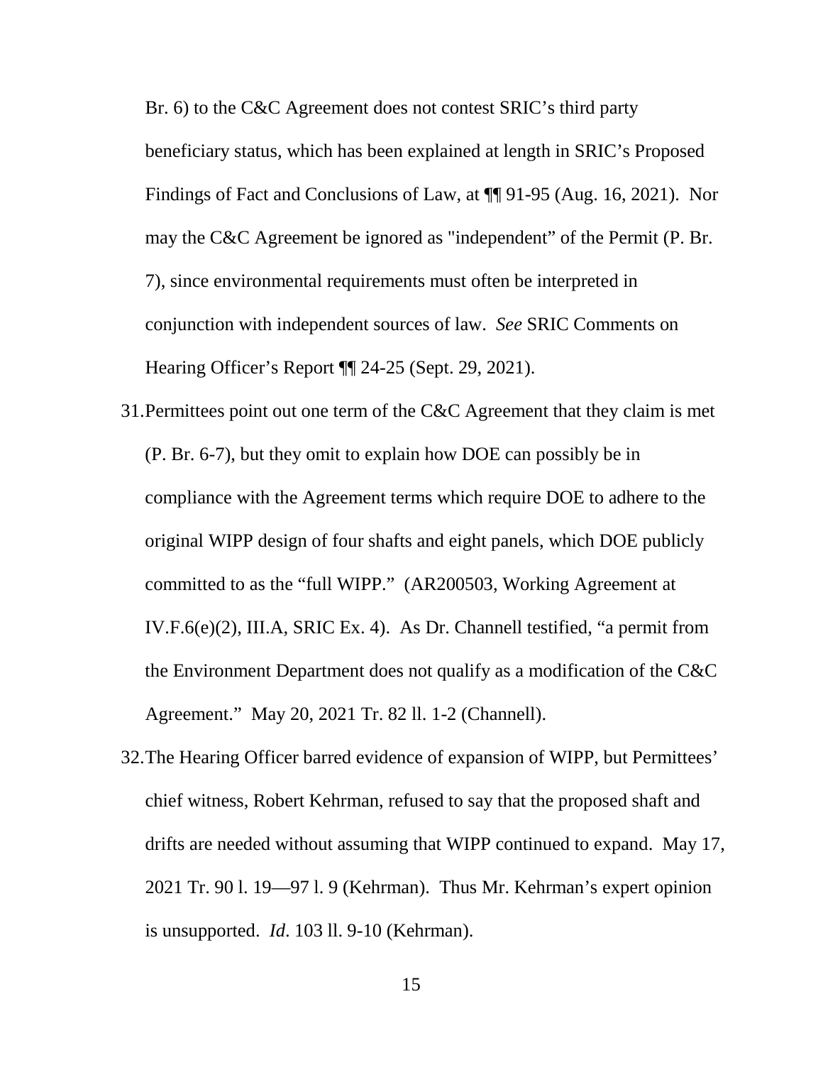Br. 6) to the C&C Agreement does not contest SRIC's third party beneficiary status, which has been explained at length in SRIC's Proposed Findings of Fact and Conclusions of Law, at ¶¶ 91-95 (Aug. 16, 2021). Nor may the C&C Agreement be ignored as "independent" of the Permit (P. Br. 7), since environmental requirements must often be interpreted in conjunction with independent sources of law. *See* SRIC Comments on Hearing Officer's Report ¶¶ 24-25 (Sept. 29, 2021).

31. Permittees point out one term of the C&C Agreement that they claim is met (P. Br. 6-7), but they omit to explain how DOE can possibly be in compliance with the Agreement terms which require DOE to adhere to the original WIPP design of four shafts and eight panels, which DOE publicly committed to as the "full WIPP." (AR200503, Working Agreement at IV.F.6(e)(2), III.A, SRIC Ex. 4). As Dr. Channell testified, "a permit from the Environment Department does not qualify as a modification of the C&C Agreement." May 20, 2021 Tr. 82 ll. 1-2 (Channell).

32. The Hearing Officer barred evidence of expansion of WIPP, but Permittees' chief witness, Robert Kehrman, refused to say that the proposed shaft and drifts are needed without assuming that WIPP continued to expand. May 17, 2021 Tr. 90 l. 19—97 l. 9 (Kehrman). Thus Mr. Kehrman's expert opinion is unsupported. *Id*. 103 ll. 9-10 (Kehrman).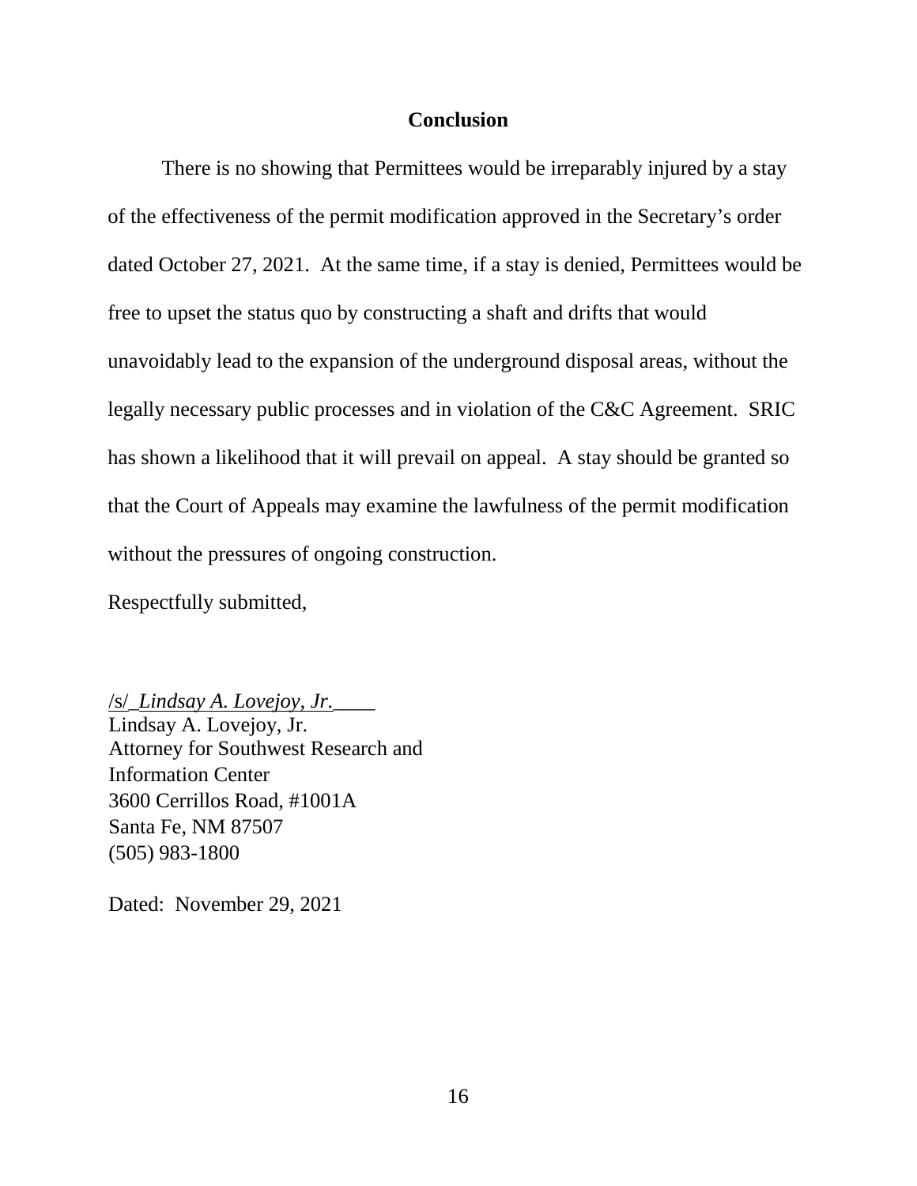## Conclusion

There is no showing that Permittees would be irreparably injured by a stay of the effectiveness of the permit modification approved in the Secretary's order dated October 27, 2021. At the same time, if a stay is denied, Permittees would be free to upset the status quo by constructing a shaft and drifts that would unavoidably lead to the expansion of the underground disposal areas, without the legally necessary public processes and in violation of the C&C Agreement. SRIC has shown a likelihood that it will prevail on appeal. A stay should be granted so that the Court of Appeals may examine the lawfulness of the permit modification without the pressures of ongoing construction.

Respectfully submitted,

/s/ *Lindsay A. Lovejoy, Jr.*
Lindsay A. Lovejoy, Jr.
Attorney for Southwest Research and Information Center
3600 Cerrillos Road, #1001A
Santa Fe, NM 87507
(505) 983-1800

Dated: November 29, 2021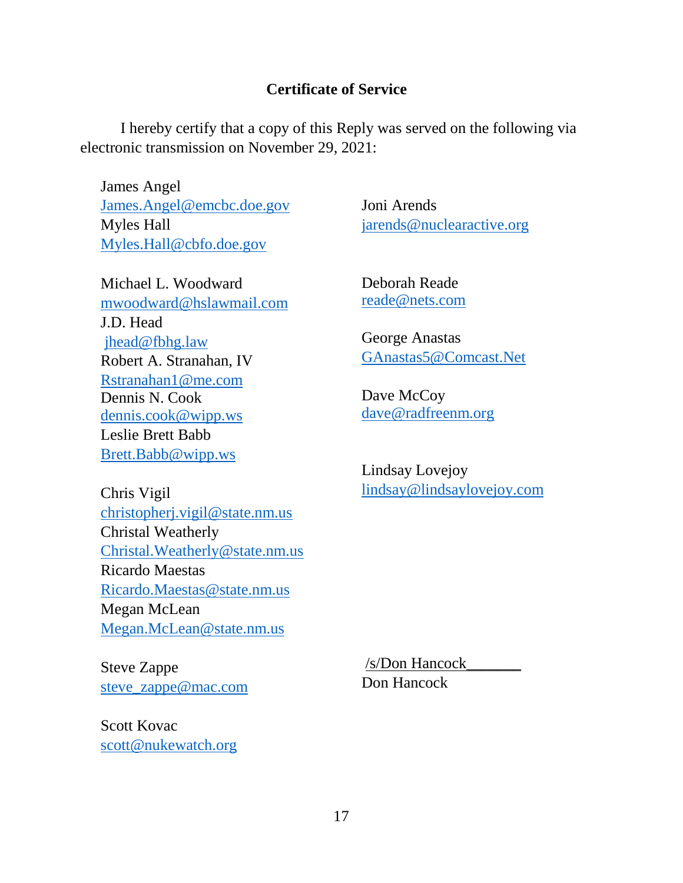**Certificate of Service**

I hereby certify that a copy of this Reply was served on the following via electronic transmission on November 29, 2021:

James Angel
James.Angel@emcbc.doe.gov
Myles Hall
Myles.Hall@cbfo.doe.gov

Michael L. Woodward
mwoodward@hslawmail.com
J.D. Head
jhead@fbhg.law
Robert A. Stranahan, IV
Rstranahan1@me.com
Dennis N. Cook
dennis.cook@wipp.ws
Leslie Brett Babb
Brett.Babb@wipp.ws

Chris Vigil
christopherj.vigil@state.nm.us
Christal Weatherly
Christal.Weatherly@state.nm.us
Ricardo Maestas
Ricardo.Maestas@state.nm.us
Megan McLean
Megan.McLean@state.nm.us

Steve Zappe
steve_zappe@mac.com

Scott Kovac
scott@nukewatch.org

Joni Arends
jarends@nuclearactive.org

Deborah Reade
reade@nets.com

George Anastas
GAnastas5@Comcast.Net

Dave McCoy
dave@radfreenm.org

Lindsay Lovejoy
lindsay@lindsaylovejoy.com

/s/Don Hancock\_\_\_\_\_\_\_
Don Hancock